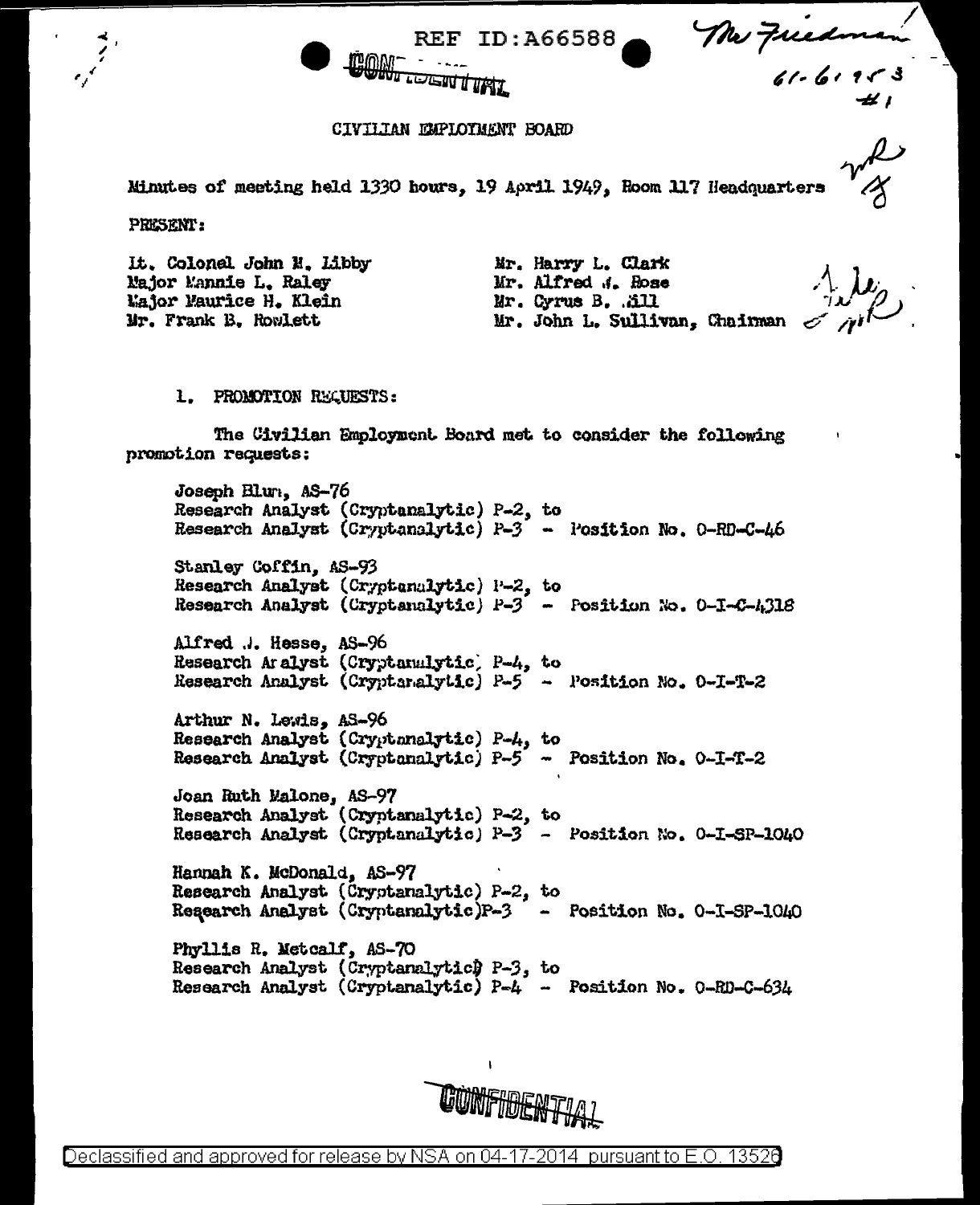REF ID:A66588

CONFIDENTIAL

Mr Friedman
61-6195 3
#1

CIVILIAN EMPLOYMENT BOARD

Minutes of meeting held 1330 hours, 19 April 1949, Room 117 Headquarters

PRESENT:

Lt. Colonel John M. Libby
Major Mannie L. Raley
Major Maurice H. Klein
Mr. Frank B. Rowlett

Mr. Harry L. Clark
Mr. Alfred J. Rose
Mr. Cyrus B. Hill
Mr. John L. Sullivan, Chairman

1. PROMOTION REQUESTS:

The Civilian Employment Board met to consider the following promotion requests:

Joseph Blum, AS-76
Research Analyst (Cryptanalytic) P-2, to
Research Analyst (Cryptanalytic) P-3 - Position No. 0-RD-C-46

Stanley Coffin, AS-93
Research Analyst (Cryptanalytic) P-2, to
Research Analyst (Cryptanalytic) P-3 - Position No. 0-I-C-4318

Alfred J. Hesse, AS-96
Research Analyst (Cryptanalytic) P-4, to
Research Analyst (Cryptanalytic) P-5 - Position No. 0-I-T-2

Arthur N. Lewis, AS-96
Research Analyst (Cryptanalytic) P-4, to
Research Analyst (Cryptanalytic) P-5 - Position No. 0-I-T-2

Joan Ruth Malone, AS-97
Research Analyst (Cryptanalytic) P-2, to
Research Analyst (Cryptanalytic) P-3 - Position No. 0-I-SP-1040

Hannah K. McDonald, AS-97
Research Analyst (Cryptanalytic) P-2, to
Research Analyst (Cryptanalytic)P-3 - Position No. 0-I-SP-1040

Phyllis R. Metcalf, AS-70
Research Analyst (Cryptanalytic) P-3, to
Research Analyst (Cryptanalytic) P-4 - Position No. 0-RD-C-634

CONFIDENTIAL

Declassified and approved for release by NSA on 04-17-2014 pursuant to E.O. 13526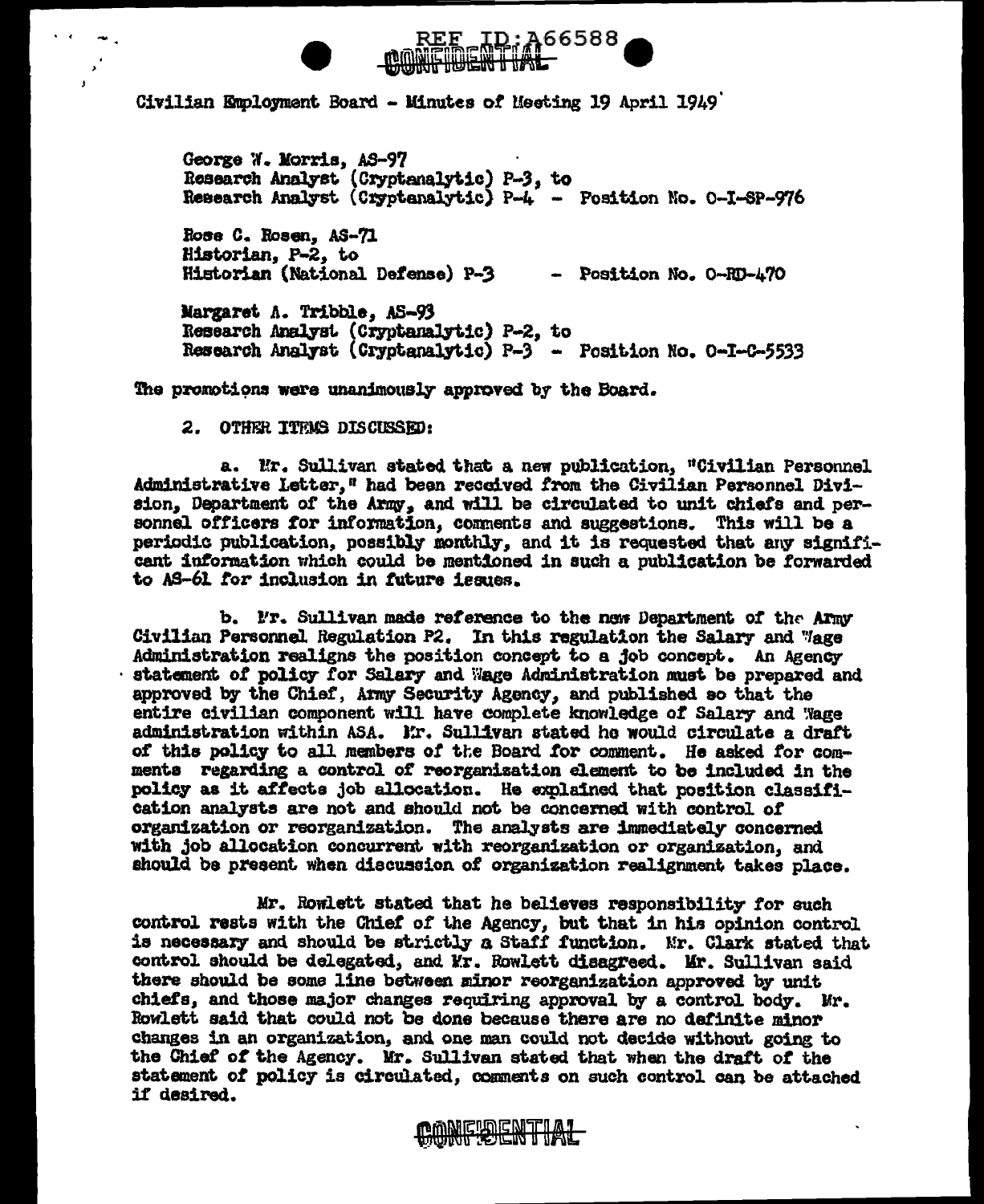Civilian Employment Board - Minutes of Meeting 19 April 1949

George W. Morris, AS-97
Research Analyst (Cryptanalytic) P-3, to
Research Analyst (Cryptanalytic) P-4 - Position No. O-I-SP-976

Rose C. Rosen, AS-71
Historian, P-2, to
Historian (National Defense) P-3 - Position No. O-RD-470

Margaret A. Tribble, AS-93
Research Analyst (Cryptanalytic) P-2, to
Research Analyst (Cryptanalytic) P-3 - Position No. O-I-C-5533

The promotions were unanimously approved by the Board.

2. OTHER ITEMS DISCUSSED:

a. Mr. Sullivan stated that a new publication, "Civilian Personnel Administrative Letter," had been received from the Civilian Personnel Division, Department of the Army, and will be circulated to unit chiefs and personnel officers for information, comments and suggestions. This will be a periodic publication, possibly monthly, and it is requested that any significant information which could be mentioned in such a publication be forwarded to AS-61 for inclusion in future issues.

b. Mr. Sullivan made reference to the new Department of the Army Civilian Personnel Regulation P2. In this regulation the Salary and Wage Administration realigns the position concept to a job concept. An Agency statement of policy for Salary and Wage Administration must be prepared and approved by the Chief, Army Security Agency, and published so that the entire civilian component will have complete knowledge of Salary and Wage administration within ASA. Mr. Sullivan stated he would circulate a draft of this policy to all members of the Board for comment. He asked for comments regarding a control of reorganization element to be included in the policy as it affects job allocation. He explained that position classification analysts are not and should not be concerned with control of organization or reorganization. The analysts are immediately concerned with job allocation concurrent with reorganization or organization, and should be present when discussion of organization realignment takes place.

Mr. Rowlett stated that he believes responsibility for such control rests with the Chief of the Agency, but that in his opinion control is necessary and should be strictly a Staff function. Mr. Clark stated that control should be delegated, and Mr. Rowlett disagreed. Mr. Sullivan said there should be some line between minor reorganization approved by unit chiefs, and those major changes requiring approval by a control body. Mr. Rowlett said that could not be done because there are no definite minor changes in an organization, and one man could not decide without going to the Chief of the Agency. Mr. Sullivan stated that when the draft of the statement of policy is circulated, comments on such control can be attached if desired.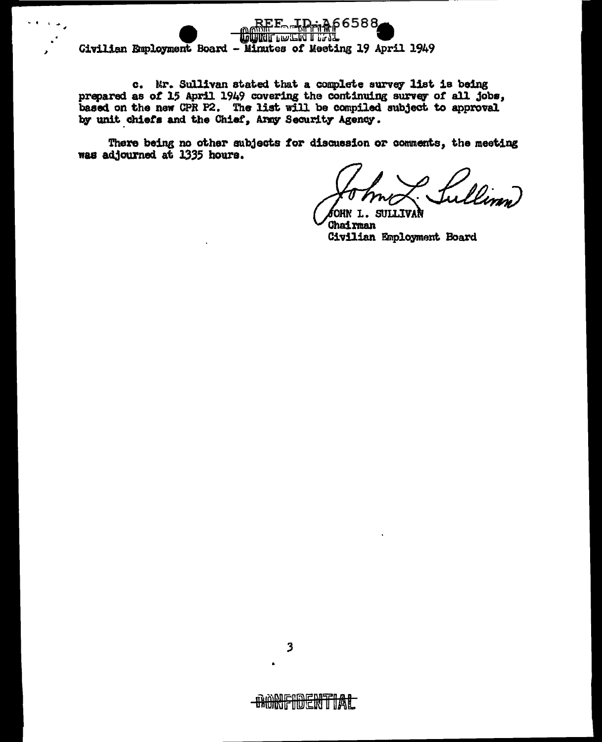c. Mr. Sullivan stated that a complete survey list is being prepared as of 15 April 1949 covering the continuing survey of all jobs, based on the new CPR P2. The list will be compiled subject to approval by unit chiefs and the Chief, Army Security Agency.

There being no other subjects for discussion or comments, the meeting was adjourned at 1335 hours.

John L. Sullivan

JOHN L. SULLIVAN
Chairman
Civilian Employment Board

CONFIDENTIAL